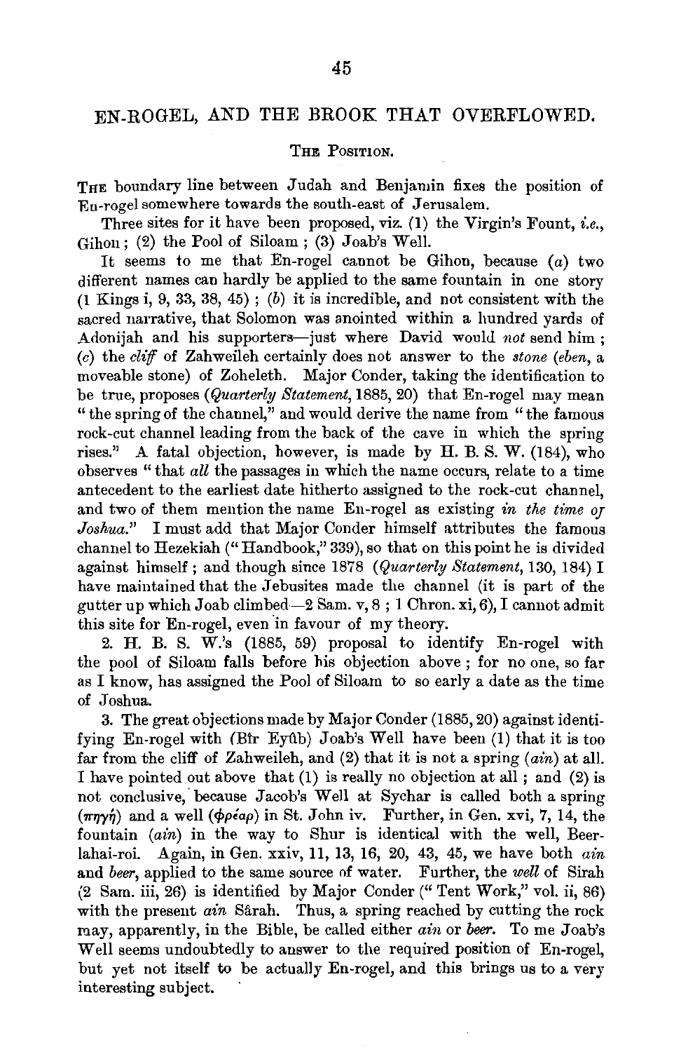# EN-ROGEL, AND THE BROOK THAT OVERFLOWED.

## The Position.

The boundary line between Judah and Benjamin fixes the position of En-rogel somewhere towards the south-east of Jerusalem.

Three sites for it have been proposed, viz. (1) the Virgin's Fount, *i.e.*, Gihon; (2) the Pool of Siloam; (3) Joab's Well.

It seems to me that En-rogel cannot be Gihon, because (*a*) two different names can hardly be applied to the same fountain in one story (1 Kings i, 9, 33, 38, 45); (*b*) it is incredible, and not consistent with the sacred narrative, that Solomon was anointed within a hundred yards of Adonijah and his supporters—just where David would *not* send him; (*c*) the *cliff* of Zahweileh certainly does not answer to the *stone* (*eben*, a moveable stone) of Zoheleth. Major Conder, taking the identification to be true, proposes (*Quarterly Statement*, 1885, 20) that En-rogel may mean "the spring of the channel," and would derive the name from "the famous rock-cut channel leading from the back of the cave in which the spring rises." A fatal objection, however, is made by H. B. S. W. (184), who observes "that *all* the passages in which the name occurs, relate to a time antecedent to the earliest date hitherto assigned to the rock-cut channel, and two of them mention the name En-rogel as existing *in the time of Joshua*." I must add that Major Conder himself attributes the famous channel to Hezekiah ("Handbook," 339), so that on this point he is divided against himself; and though since 1878 (*Quarterly Statement*, 130, 184) I have maintained that the Jebusites made the channel (it is part of the gutter up which Joab climbed—2 Sam. v, 8; 1 Chron. xi, 6), I cannot admit this site for En-rogel, even in favour of my theory.

2. H. B. S. W.'s (1885, 59) proposal to identify En-rogel with the pool of Siloam falls before his objection above; for no one, so far as I know, has assigned the Pool of Siloam to so early a date as the time of Joshua.

3. The great objections made by Major Conder (1885, 20) against identifying En-rogel with (Bîr Eyûb) Joab's Well have been (1) that it is too far from the cliff of Zahweileh, and (2) that it is not a spring (*ain*) at all. I have pointed out above that (1) is really no objection at all; and (2) is not conclusive, because Jacob's Well at Sychar is called both a spring (πηγή) and a well (φρέαρ) in St. John iv. Further, in Gen. xvi, 7, 14, the fountain (*ain*) in the way to Shur is identical with the well, Beer-lahai-roi. Again, in Gen. xxiv, 11, 13, 16, 20, 43, 45, we have both *ain* and *beer*, applied to the same source of water. Further, the *well* of Sirah (2 Sam. iii, 26) is identified by Major Conder ("Tent Work," vol. ii, 86) with the present *ain* Sârah. Thus, a spring reached by cutting the rock may, apparently, in the Bible, be called either *ain* or *beer*. To me Joab's Well seems undoubtedly to answer to the required position of En-rogel, but yet not itself to be actually En-rogel, and this brings us to a very interesting subject.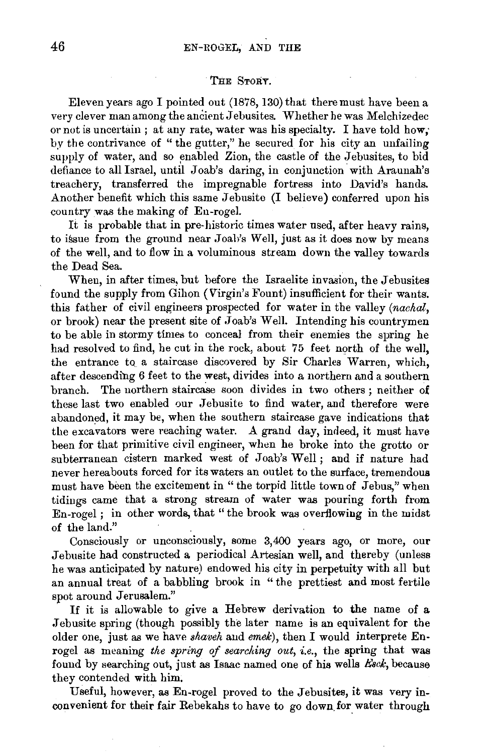### The Story.

Eleven years ago I pointed out (1878, 130) that there must have been a very clever man among the ancient Jebusites. Whether he was Melchizedec or not is uncertain ; at any rate, water was his specialty. I have told how, by the contrivance of "the gutter," he secured for his city an unfailing supply of water, and so enabled Zion, the castle of the Jebusites, to bid defiance to all Israel, until Joab's daring, in conjunction with Araunah's treachery, transferred the impregnable fortress into David's hands. Another benefit which this same Jebusite (I believe) conferred upon his country was the making of En-rogel.

It is probable that in pre-historic times water used, after heavy rains, to issue from the ground near Joab's Well, just as it does now by means of the well, and to flow in a voluminous stream down the valley towards the Dead Sea.

When, in after times, but before the Israelite invasion, the Jebusites found the supply from Gihon (Virgin's Fount) insufficient for their wants. this father of civil engineers prospected for water in the valley (*nachal*, or brook) near the present site of Joab's Well. Intending his countrymen to be able in stormy times to conceal from their enemies the spring he had resolved to find, he cut in the rock, about 75 feet north of the well, the entrance to a staircase discovered by Sir Charles Warren, which, after descending 6 feet to the west, divides into a northern and a southern branch. The northern staircase soon divides in two others ; neither of these last two enabled our Jebusite to find water, and therefore were abandoned, it may be, when the southern staircase gave indications that the excavators were reaching water. A grand day, indeed, it must have been for that primitive civil engineer, when he broke into the grotto or subterranean cistern marked west of Joab's Well ; and if nature had never hereabouts forced for its waters an outlet to the surface, tremendous must have been the excitement in "the torpid little town of Jebus," when tidings came that a strong stream of water was pouring forth from En-rogel ; in other words, that "the brook was overflowing in the midst of the land."

Consciously or unconsciously, some 3,400 years ago, or more, our Jebusite had constructed a periodical Artesian well, and thereby (unless he was anticipated by nature) endowed his city in perpetuity with all but an annual treat of a babbling brook in "the prettiest and most fertile spot around Jerusalem."

If it is allowable to give a Hebrew derivation to the name of a Jebusite spring (though possibly the later name is an equivalent for the older one, just as we have *shaveh* and *emek*), then I would interprete En-rogel as meaning *the spring of searching out, i.e.*, the spring that was found by searching out, just as Isaac named one of his wells *Esek*, because they contended with him.

Useful, however, as En-rogel proved to the Jebusites, it was very inconvenient for their fair Rebekahs to have to go down for water through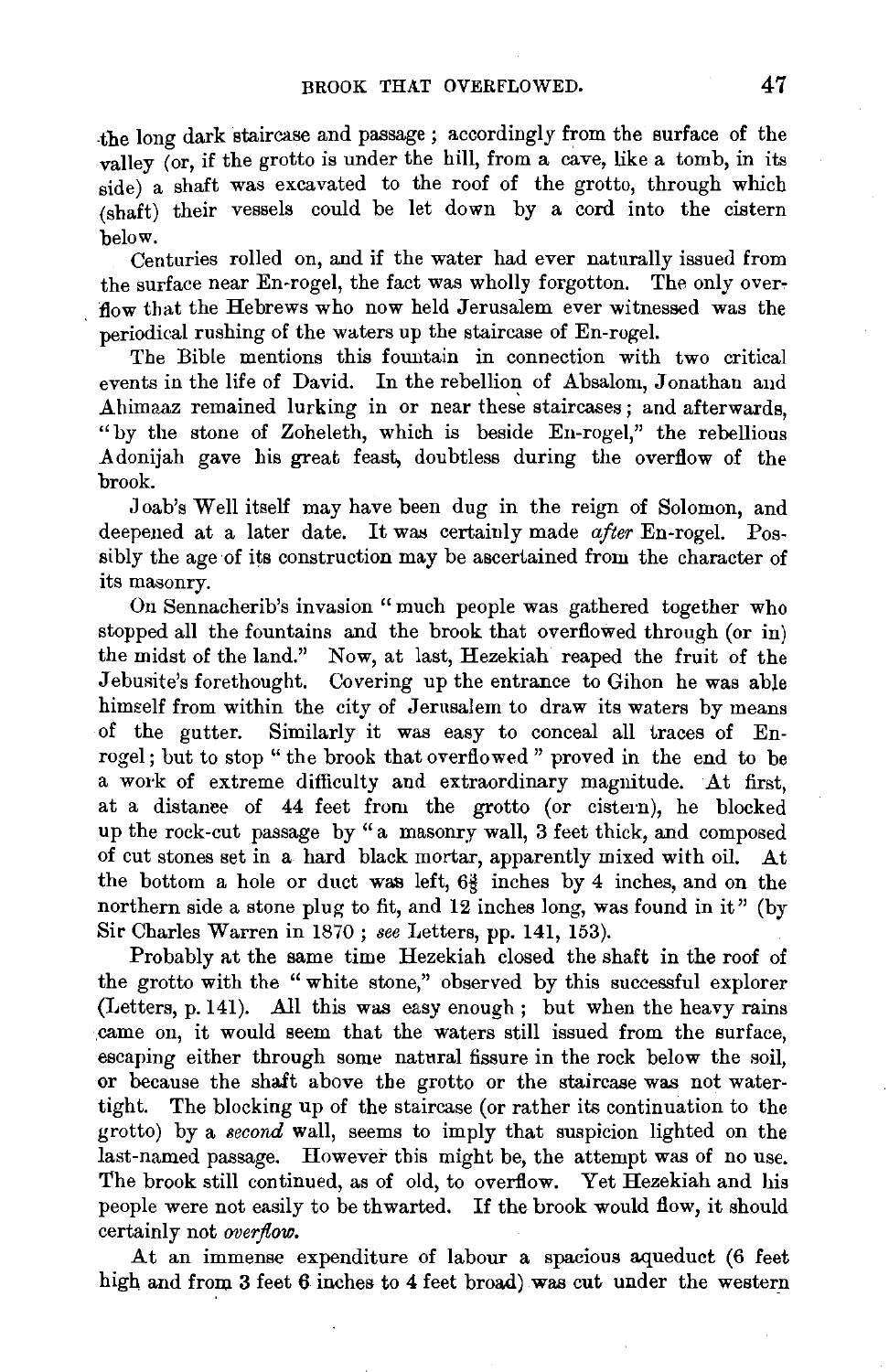the long dark staircase and passage; accordingly from the surface of the valley (or, if the grotto is under the hill, from a cave, like a tomb, in its side) a shaft was excavated to the roof of the grotto, through which (shaft) their vessels could be let down by a cord into the cistern below.

Centuries rolled on, and if the water had ever naturally issued from the surface near En-rogel, the fact was wholly forgotton. The only overflow that the Hebrews who now held Jerusalem ever witnessed was the periodical rushing of the waters up the staircase of En-rogel.

The Bible mentions this fountain in connection with two critical events in the life of David. In the rebellion of Absalom, Jonathan and Ahimaaz remained lurking in or near these staircases; and afterwards, "by the stone of Zoheleth, which is beside En-rogel," the rebellious Adonijah gave his great feast, doubtless during the overflow of the brook.

Joab's Well itself may have been dug in the reign of Solomon, and deepened at a later date. It was certainly made *after* En-rogel. Possibly the age of its construction may be ascertained from the character of its masonry.

On Sennacherib's invasion "much people was gathered together who stopped all the fountains and the brook that overflowed through (or in) the midst of the land." Now, at last, Hezekiah reaped the fruit of the Jebusite's forethought. Covering up the entrance to Gihon he was able himself from within the city of Jerusalem to draw its waters by means of the gutter. Similarly it was easy to conceal all traces of En-rogel; but to stop "the brook that overflowed" proved in the end to be a work of extreme difficulty and extraordinary magnitude. At first, at a distance of 44 feet from the grotto (or cistern), he blocked up the rock-cut passage by "a masonry wall, 3 feet thick, and composed of cut stones set in a hard black mortar, apparently mixed with oil. At the bottom a hole or duct was left, 6⅜ inches by 4 inches, and on the northern side a stone plug to fit, and 12 inches long, was found in it" (by Sir Charles Warren in 1870; *see* Letters, pp. 141, 153).

Probably at the same time Hezekiah closed the shaft in the roof of the grotto with the "white stone," observed by this successful explorer (Letters, p. 141). All this was easy enough; but when the heavy rains came on, it would seem that the waters still issued from the surface, escaping either through some natural fissure in the rock below the soil, or because the shaft above the grotto or the staircase was not water-tight. The blocking up of the staircase (or rather its continuation to the grotto) by a *second* wall, seems to imply that suspicion lighted on the last-named passage. However this might be, the attempt was of no use. The brook still continued, as of old, to overflow. Yet Hezekiah and his people were not easily to be thwarted. If the brook would flow, it should certainly not *overflow.*

At an immense expenditure of labour a spacious aqueduct (6 feet high and from 3 feet 6 inches to 4 feet broad) was cut under the western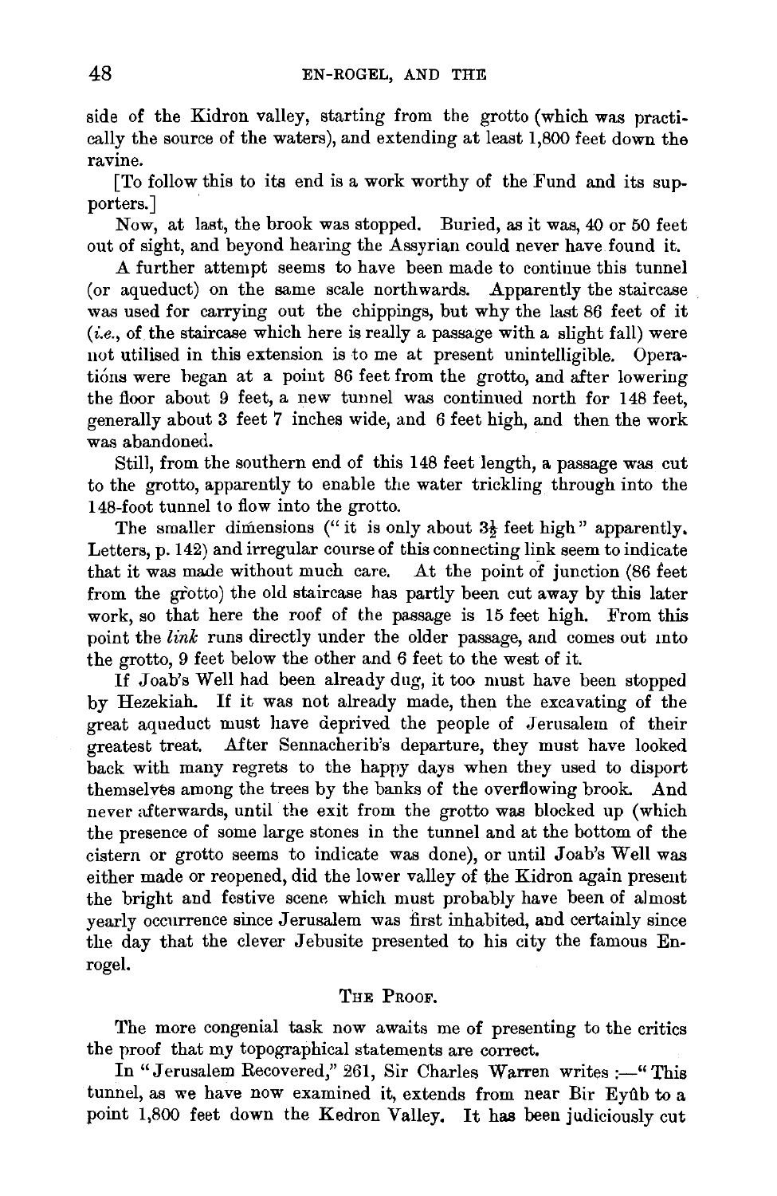side of the Kidron valley, starting from the grotto (which was practically the source of the waters), and extending at least 1,800 feet down the ravine.

[To follow this to its end is a work worthy of the Fund and its supporters.]

Now, at last, the brook was stopped. Buried, as it was, 40 or 50 feet out of sight, and beyond hearing the Assyrian could never have found it.

A further attempt seems to have been made to continue this tunnel (or aqueduct) on the same scale northwards. Apparently the staircase was used for carrying out the chippings, but why the last 86 feet of it (*i.e.*, of the staircase which here is really a passage with a slight fall) were not utilised in this extension is to me at present unintelligible. Operations were began at a point 86 feet from the grotto, and after lowering the floor about 9 feet, a new tunnel was continued north for 148 feet, generally about 3 feet 7 inches wide, and 6 feet high, and then the work was abandoned.

Still, from the southern end of this 148 feet length, a passage was cut to the grotto, apparently to enable the water trickling through into the 148-foot tunnel to flow into the grotto.

The smaller dimensions ("it is only about 3½ feet high" apparently. Letters, p. 142) and irregular course of this connecting link seem to indicate that it was made without much care. At the point of junction (86 feet from the grotto) the old staircase has partly been cut away by this later work, so that here the roof of the passage is 15 feet high. From this point the *link* runs directly under the older passage, and comes out into the grotto, 9 feet below the other and 6 feet to the west of it.

If Joab's Well had been already dug, it too must have been stopped by Hezekiah. If it was not already made, then the excavating of the great aqueduct must have deprived the people of Jerusalem of their greatest treat. After Sennacherib's departure, they must have looked back with many regrets to the happy days when they used to disport themselves among the trees by the banks of the overflowing brook. And never afterwards, until the exit from the grotto was blocked up (which the presence of some large stones in the tunnel and at the bottom of the cistern or grotto seems to indicate was done), or until Joab's Well was either made or reopened, did the lower valley of the Kidron again present the bright and festive scene which must probably have been of almost yearly occurrence since Jerusalem was first inhabited, and certainly since the day that the clever Jebusite presented to his city the famous En-rogel.

## The Proof.

The more congenial task now awaits me of presenting to the critics the proof that my topographical statements are correct.

In "Jerusalem Recovered," 261, Sir Charles Warren writes :—"This tunnel, as we have now examined it, extends from near Bir Eyûb to a point 1,800 feet down the Kedron Valley. It has been judiciously cut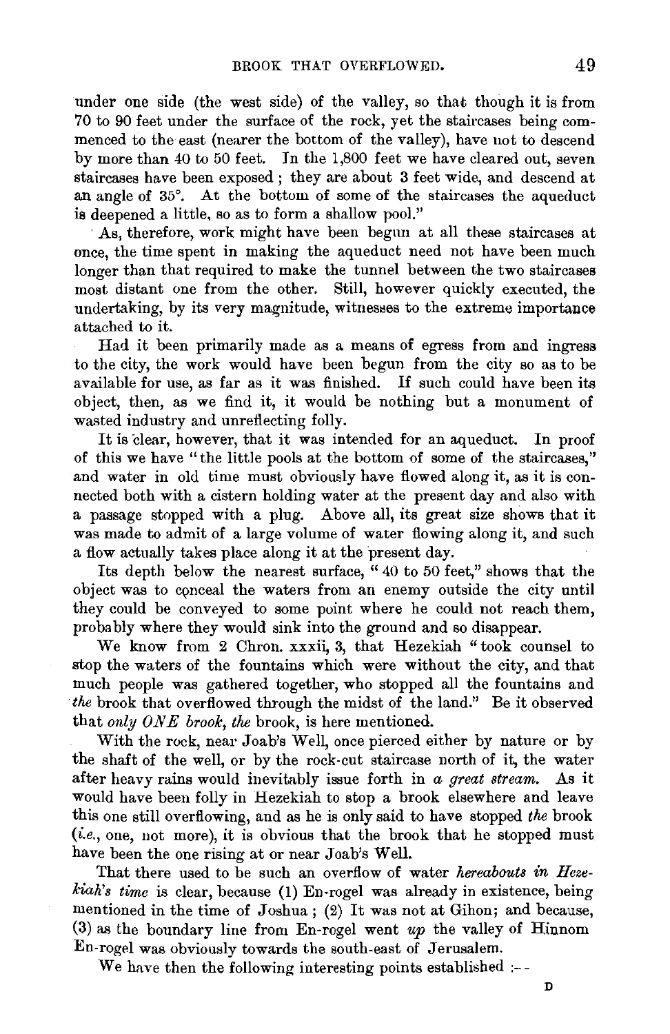under one side (the west side) of the valley, so that though it is from 70 to 90 feet under the surface of the rock, yet the staircases being commenced to the east (nearer the bottom of the valley), have not to descend by more than 40 to 50 feet. In the 1,800 feet we have cleared out, seven staircases have been exposed; they are about 3 feet wide, and descend at an angle of 35°. At the bottom of some of the staircases the aqueduct is deepened a little, so as to form a shallow pool."

As, therefore, work might have been begun at all these staircases at once, the time spent in making the aqueduct need not have been much longer than that required to make the tunnel between the two staircases most distant one from the other. Still, however quickly executed, the undertaking, by its very magnitude, witnesses to the extreme importance attached to it.

Had it been primarily made as a means of egress from and ingress to the city, the work would have been begun from the city so as to be available for use, as far as it was finished. If such could have been its object, then, as we find it, it would be nothing but a monument of wasted industry and unreflecting folly.

It is clear, however, that it was intended for an aqueduct. In proof of this we have "the little pools at the bottom of some of the staircases," and water in old time must obviously have flowed along it, as it is connected both with a cistern holding water at the present day and also with a passage stopped with a plug. Above all, its great size shows that it was made to admit of a large volume of water flowing along it, and such a flow actually takes place along it at the present day.

Its depth below the nearest surface, "40 to 50 feet," shows that the object was to conceal the waters from an enemy outside the city until they could be conveyed to some point where he could not reach them, probably where they would sink into the ground and so disappear.

We know from 2 Chron. xxxii, 3, that Hezekiah "took counsel to stop the waters of the fountains which were without the city, and that much people was gathered together, who stopped all the fountains and *the* brook that overflowed through the midst of the land." Be it observed that *only ONE brook, the* brook, is here mentioned.

With the rock, near Joab's Well, once pierced either by nature or by the shaft of the well, or by the rock-cut staircase north of it, the water after heavy rains would inevitably issue forth in *a great stream.* As it would have been folly in Hezekiah to stop a brook elsewhere and leave this one still overflowing, and as he is only said to have stopped *the* brook (*i.e.*, one, not more), it is obvious that the brook that he stopped must have been the one rising at or near Joab's Well.

That there used to be such an overflow of water *hereabouts in Hezekiah's time* is clear, because (1) En-rogel was already in existence, being mentioned in the time of Joshua; (2) It was not at Gihon; and because, (3) as the boundary line from En-rogel went *up* the valley of Hinnom En-rogel was obviously towards the south-east of Jerusalem.

We have then the following interesting points established :--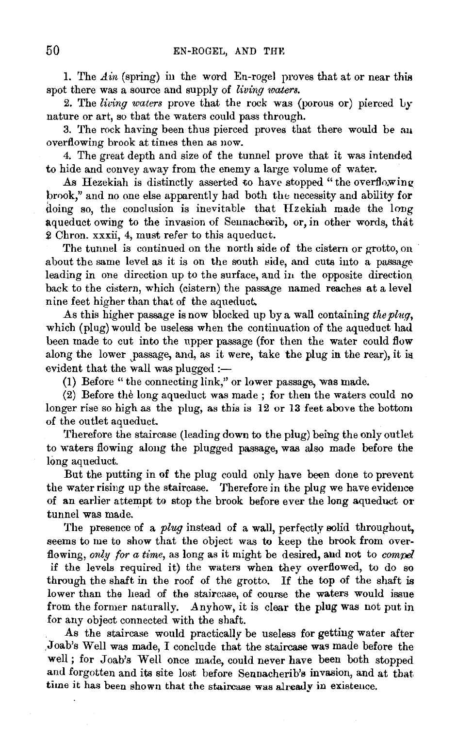1. The *Ain* (spring) in the word En-rogel proves that at or near this spot there was a source and supply of *living waters.*

2. The *living waters* prove that the rock was (porous or) pierced by nature or art, so that the waters could pass through.

3. The rock having been thus pierced proves that there would be an overflowing brook at times then as now.

4. The great depth and size of the tunnel prove that it was intended to hide and convey away from the enemy a large volume of water.

As Hezekiah is distinctly asserted to have stopped "the overflowing brook," and no one else apparently had both the necessity and ability for doing so, the conclusion is inevitable that Hezekiah made the long aqueduct owing to the invasion of Sennacherib, or, in other words, that 2 Chron. xxxii, 4, must refer to this aqueduct.

The tunnel is continued on the north side of the cistern or grotto, on about the same level as it is on the south side, and cuts into a passage leading in one direction up to the surface, and in the opposite direction back to the cistern, which (cistern) the passage named reaches at a level nine feet higher than that of the aqueduct.

As this higher passage is now blocked up by a wall containing *the plug*, which (plug) would be useless when the continuation of the aqueduct had been made to cut into the upper passage (for then the water could flow along the lower passage, and, as it were, take the plug in the rear), it is evident that the wall was plugged :—

(1) Before "the connecting link," or lower passage, was made.

(2) Before the long aqueduct was made ; for then the waters could no longer rise so high as the plug, as this is 12 or 13 feet above the bottom of the outlet aqueduct.

Therefore the staircase (leading down to the plug) being the only outlet to waters flowing along the plugged passage, was also made before the long aqueduct.

But the putting in of the plug could only have been done to prevent the water rising up the staircase. Therefore in the plug we have evidence of an earlier attempt to stop the brook before ever the long aqueduct or tunnel was made.

The presence of a *plug* instead of a wall, perfectly solid throughout, seems to me to show that the object was to keep the brook from overflowing, *only for a time*, as long as it might be desired, and not to *compel* (if the levels required it) the waters when they overflowed, to do so through the shaft in the roof of the grotto. If the top of the shaft is lower than the head of the staircase, of course the waters would issue from the former naturally. Anyhow, it is clear the plug was not put in for any object connected with the shaft.

As the staircase would practically be useless for getting water after Joab's Well was made, I conclude that the staircase was made before the well ; for Joab's Well once made, could never have been both stopped and forgotten and its site lost before Sennacherib's invasion, and at that time it has been shown that the staircase was already in existence.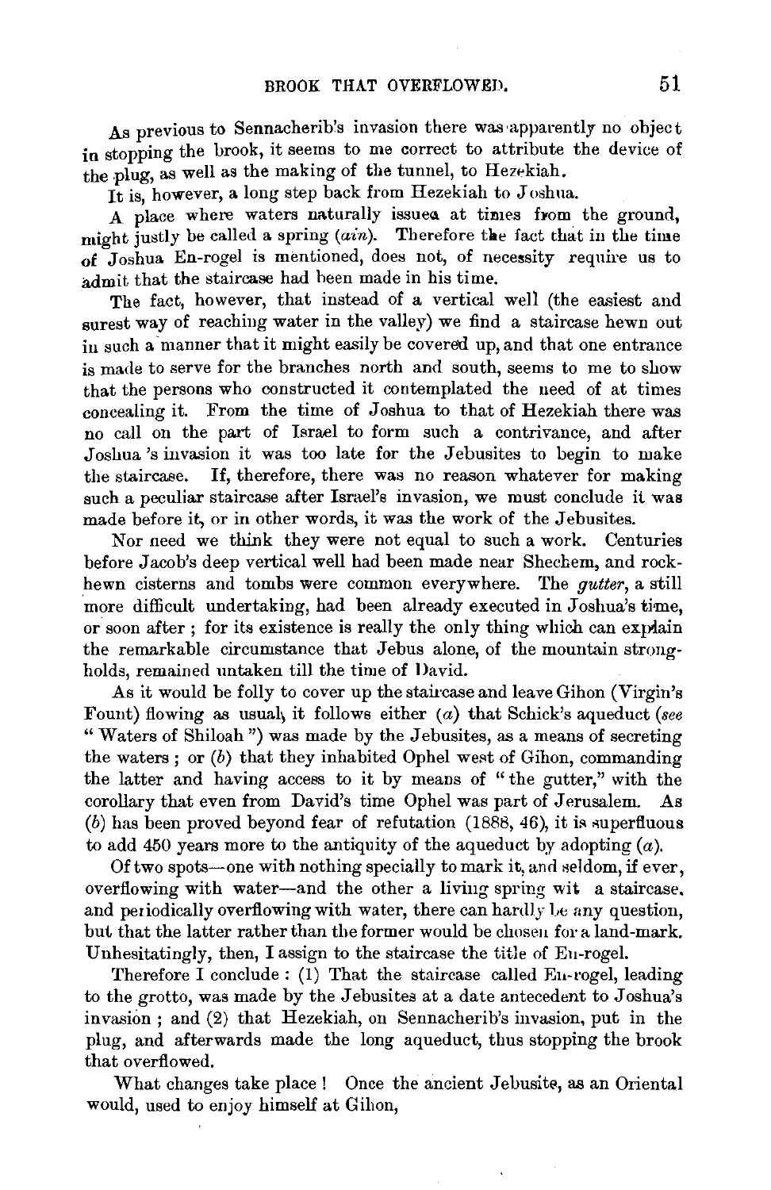As previous to Sennacherib's invasion there was apparently no object in stopping the brook, it seems to me correct to attribute the device of the plug, as well as the making of the tunnel, to Hezekiah.

It is, however, a long step back from Hezekiah to Joshua.

A place where waters naturally issued at times from the ground, might justly be called a spring (*ain*). Therefore the fact that in the time of Joshua En-rogel is mentioned, does not, of necessity require us to admit that the staircase had been made in his time.

The fact, however, that instead of a vertical well (the easiest and surest way of reaching water in the valley) we find a staircase hewn out in such a manner that it might easily be covered up, and that one entrance is made to serve for the branches north and south, seems to me to show that the persons who constructed it contemplated the need of at times concealing it. From the time of Joshua to that of Hezekiah there was no call on the part of Israel to form such a contrivance, and after Joshua's invasion it was too late for the Jebusites to begin to make the staircase. If, therefore, there was no reason whatever for making such a peculiar staircase after Israel's invasion, we must conclude it was made before it, or in other words, it was the work of the Jebusites.

Nor need we think they were not equal to such a work. Centuries before Jacob's deep vertical well had been made near Shechem, and rock-hewn cisterns and tombs were common everywhere. The *gutter*, a still more difficult undertaking, had been already executed in Joshua's time, or soon after; for its existence is really the only thing which can explain the remarkable circumstance that Jebus alone, of the mountain strongholds, remained untaken till the time of David.

As it would be folly to cover up the staircase and leave Gihon (Virgin's Fount) flowing as usual, it follows either (*a*) that Schick's aqueduct (*see* "Waters of Shiloah") was made by the Jebusites, as a means of secreting the waters; or (*b*) that they inhabited Ophel west of Gihon, commanding the latter and having access to it by means of "the gutter," with the corollary that even from David's time Ophel was part of Jerusalem. As (*b*) has been proved beyond fear of refutation (1888, 46), it is superfluous to add 450 years more to the antiquity of the aqueduct by adopting (*a*).

Of two spots—one with nothing specially to mark it, and seldom, if ever, overflowing with water—and the other a living spring with a staircase, and periodically overflowing with water, there can hardly be any question, but that the latter rather than the former would be chosen for a land-mark. Unhesitatingly, then, I assign to the staircase the title of En-rogel.

Therefore I conclude: (1) That the staircase called En-rogel, leading to the grotto, was made by the Jebusites at a date antecedent to Joshua's invasion; and (2) that Hezekiah, on Sennacherib's invasion, put in the plug, and afterwards made the long aqueduct, thus stopping the brook that overflowed.

What changes take place! Once the ancient Jebusite, as an Oriental would, used to enjoy himself at Gihon,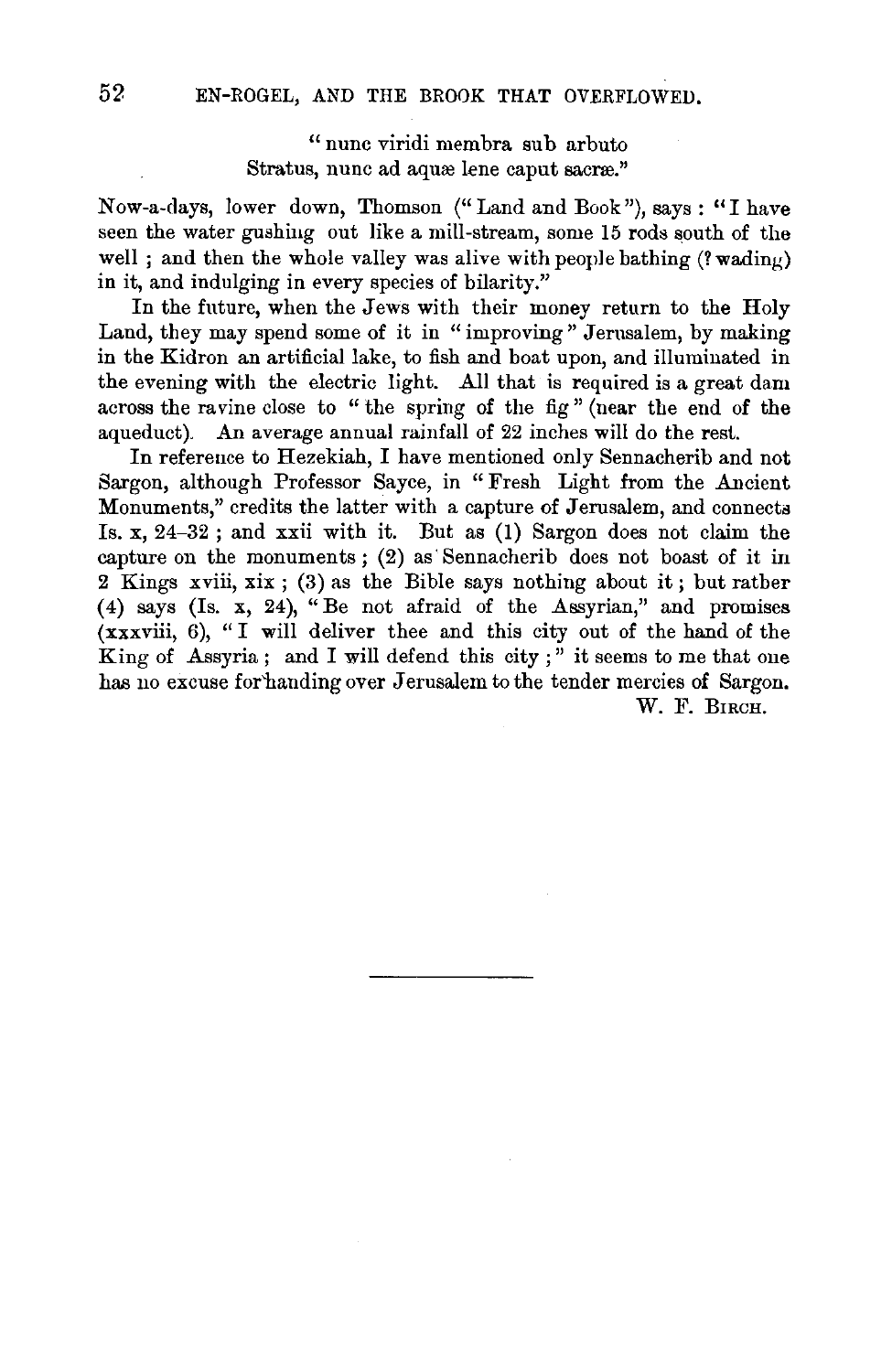"nunc viridi membra sub arbuto
Stratus, nunc ad aquæ lene caput sacræ."

Now-a-days, lower down, Thomson ("Land and Book"), says: "I have seen the water gushing out like a mill-stream, some 15 rods south of the well; and then the whole valley was alive with people bathing (? wading) in it, and indulging in every species of hilarity."

In the future, when the Jews with their money return to the Holy Land, they may spend some of it in "improving" Jerusalem, by making in the Kidron an artificial lake, to fish and boat upon, and illuminated in the evening with the electric light. All that is required is a great dam across the ravine close to "the spring of the fig" (near the end of the aqueduct). An average annual rainfall of 22 inches will do the rest.

In reference to Hezekiah, I have mentioned only Sennacherib and not Sargon, although Professor Sayce, in "Fresh Light from the Ancient Monuments," credits the latter with a capture of Jerusalem, and connects Is. x, 24–32; and xxii with it. But as (1) Sargon does not claim the capture on the monuments; (2) as Sennacherib does not boast of it in 2 Kings xviii, xix; (3) as the Bible says nothing about it; but rather (4) says (Is. x, 24), "Be not afraid of the Assyrian," and promises (xxxviii, 6), "I will deliver thee and this city out of the hand of the King of Assyria; and I will defend this city;" it seems to me that one has no excuse for handing over Jerusalem to the tender mercies of Sargon.

W. F. BIRCH.